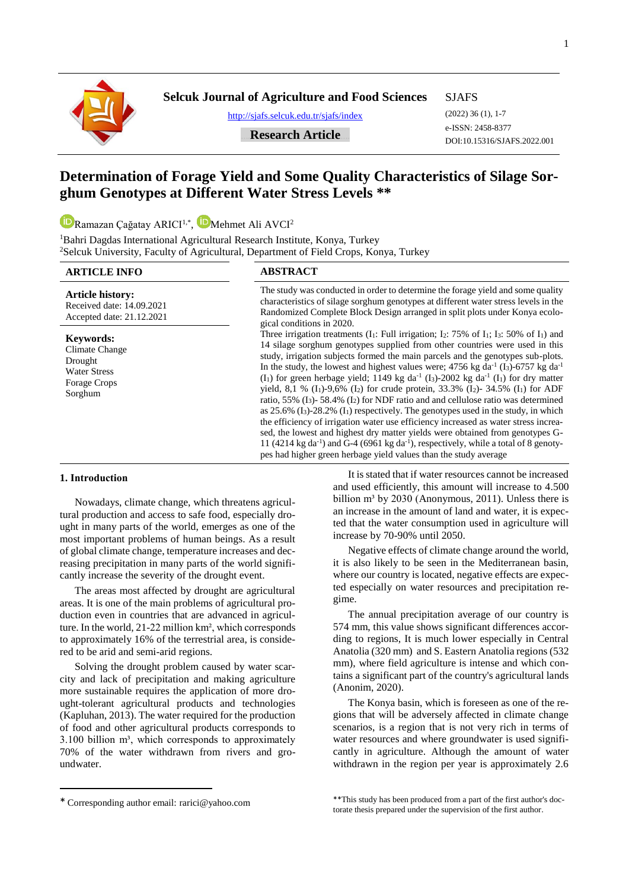**Selcuk Journal of Agriculture and Food Sciences**

http://sjafs.selcuk.edu.tr/sjafs/index

**Research Article**

SJAFS
(2022) 36 (1), 1-7
e-ISSN: 2458-8377
DOI:10.15316/SJAFS.2022.001

# Determination of Forage Yield and Some Quality Characteristics of Silage Sorghum Genotypes at Different Water Stress Levels **

Ramazan Çağatay ARICI[1,*], Mehmet Ali AVCI[2]

[1]Bahri Dagdas International Agricultural Research Institute, Konya, Turkey
[2]Selcuk University, Faculty of Agricultural, Department of Field Crops, Konya, Turkey

## ARTICLE INFO

**Article history:**
Received date: 14.09.2021
Accepted date: 21.12.2021

**Keywords:**
Climate Change
Drought
Water Stress
Forage Crops
Sorghum

## ABSTRACT

The study was conducted in order to determine the forage yield and some quality characteristics of silage sorghum genotypes at different water stress levels in the Randomized Complete Block Design arranged in split plots under Konya ecological conditions in 2020.
Three irrigation treatments ($I_1$: Full irrigation; $I_2$: 75% of $I_1$; $I_3$: 50% of $I_1$) and 14 silage sorghum genotypes supplied from other countries were used in this study, irrigation subjects formed the main parcels and the genotypes sub-plots. In the study, the lowest and highest values were; 4756 kg $da^{-1}$ ($I_3$)-6757 kg $da^{-1}$ ($I_1$) for green herbage yield; 1149 kg $da^{-1}$ ($I_3$)-2002 kg $da^{-1}$ ($I_1$) for dry matter yield, 8,1 % ($I_1$)-9,6% ($I_2$) for crude protein, 33.3% ($I_2$)- 34.5% ($I_1$) for ADF ratio, 55% ($I_3$)- 58.4% ($I_2$) for NDF ratio and and cellulose ratio was determined as 25.6% ($I_3$)-28.2% ($I_1$) respectively. The genotypes used in the study, in which the efficiency of irrigation water use efficiency increased as water stress increased, the lowest and highest dry matter yields were obtained from genotypes G-11 (4214 kg $da^{-1}$) and G-4 (6961 kg $da^{-1}$), respectively, while a total of 8 genotypes had higher green herbage yield values than the study average

## 1. Introduction

Nowadays, climate change, which threatens agricultural production and access to safe food, especially drought in many parts of the world, emerges as one of the most important problems of human beings. As a result of global climate change, temperature increases and decreasing precipitation in many parts of the world significantly increase the severity of the drought event.

The areas most affected by drought are agricultural areas. It is one of the main problems of agricultural production even in countries that are advanced in agriculture. In the world, 21-22 million km², which corresponds to approximately 16% of the terrestrial area, is considered to be arid and semi-arid regions.

Solving the drought problem caused by water scarcity and lack of precipitation and making agriculture more sustainable requires the application of more drought-tolerant agricultural products and technologies (Kapluhan, 2013). The water required for the production of food and other agricultural products corresponds to 3.100 billion m³, which corresponds to approximately 70% of the water withdrawn from rivers and groundwater.

It is stated that if water resources cannot be increased and used efficiently, this amount will increase to 4.500 billion m³ by 2030 (Anonymous, 2011). Unless there is an increase in the amount of land and water, it is expected that the water consumption used in agriculture will increase by 70-90% until 2050.

Negative effects of climate change around the world, it is also likely to be seen in the Mediterranean basin, where our country is located, negative effects are expected especially on water resources and precipitation regime.

The annual precipitation average of our country is 574 mm, this value shows significant differences according to regions, It is much lower especially in Central Anatolia (320 mm) and S. Eastern Anatolia regions (532 mm), where field agriculture is intense and which contains a significant part of the country's agricultural lands (Anonim, 2020).

The Konya basin, which is foreseen as one of the regions that will be adversely affected in climate change scenarios, is a region that is not very rich in terms of water resources and where groundwater is used significantly in agriculture. Although the amount of water withdrawn in the region per year is approximately 2.6

---

\* Corresponding author email: rarici@yahoo.com

**This study has been produced from a part of the first author's doctorate thesis prepared under the supervision of the first author.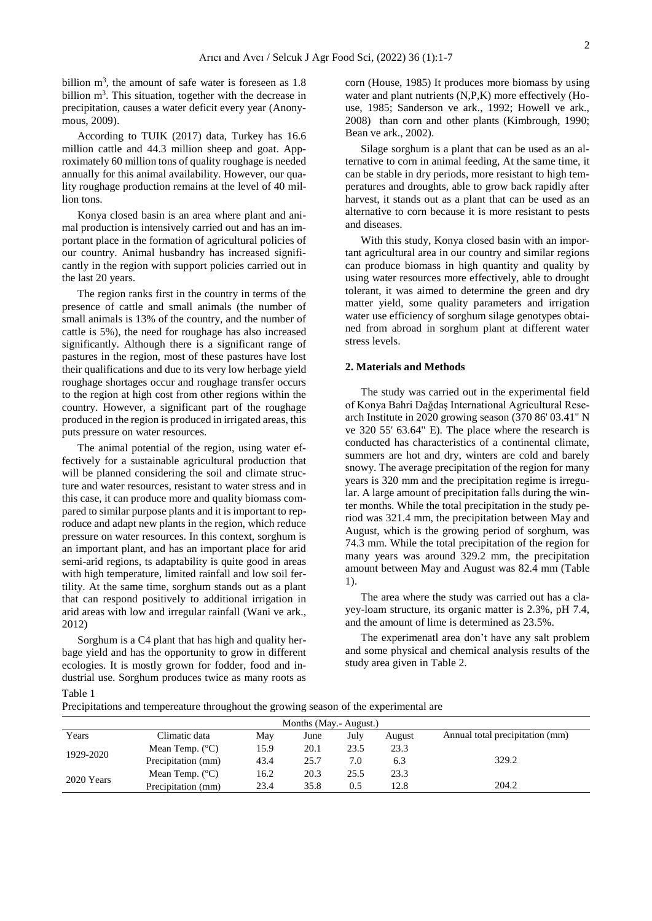billion $m^3$, the amount of safe water is foreseen as 1.8 billion $m^3$. This situation, together with the decrease in precipitation, causes a water deficit every year (Anonymous, 2009).

According to TUIK (2017) data, Turkey has 16.6 million cattle and 44.3 million sheep and goat. Approximately 60 million tons of quality roughage is needed annually for this animal availability. However, our quality roughage production remains at the level of 40 million tons.

Konya closed basin is an area where plant and animal production is intensively carried out and has an important place in the formation of agricultural policies of our country. Animal husbandry has increased significantly in the region with support policies carried out in the last 20 years.

The region ranks first in the country in terms of the presence of cattle and small animals (the number of small animals is 13% of the country, and the number of cattle is 5%), the need for roughage has also increased significantly. Although there is a significant range of pastures in the region, most of these pastures have lost their qualifications and due to its very low herbage yield roughage shortages occur and roughage transfer occurs to the region at high cost from other regions within the country. However, a significant part of the roughage produced in the region is produced in irrigated areas, this puts pressure on water resources.

The animal potential of the region, using water effectively for a sustainable agricultural production that will be planned considering the soil and climate structure and water resources, resistant to water stress and in this case, it can produce more and quality biomass compared to similar purpose plants and it is important to reproduce and adapt new plants in the region, which reduce pressure on water resources. In this context, sorghum is an important plant, and has an important place for arid semi-arid regions, ts adaptability is quite good in areas with high temperature, limited rainfall and low soil fertility. At the same time, sorghum stands out as a plant that can respond positively to additional irrigation in arid areas with low and irregular rainfall (Wani ve ark., 2012)

Sorghum is a C4 plant that has high and quality herbage yield and has the opportunity to grow in different ecologies. It is mostly grown for fodder, food and industrial use. Sorghum produces twice as many roots as corn (House, 1985) It produces more biomass by using water and plant nutrients (N,P,K) more effectively (House, 1985; Sanderson ve ark., 1992; Howell ve ark., 2008) than corn and other plants (Kimbrough, 1990; Bean ve ark., 2002).

Silage sorghum is a plant that can be used as an alternative to corn in animal feeding, At the same time, it can be stable in dry periods, more resistant to high temperatures and droughts, able to grow back rapidly after harvest, it stands out as a plant that can be used as an alternative to corn because it is more resistant to pests and diseases.

With this study, Konya closed basin with an important agricultural area in our country and similar regions can produce biomass in high quantity and quality by using water resources more effectively, able to drought tolerant, it was aimed to determine the green and dry matter yield, some quality parameters and irrigation water use efficiency of sorghum silage genotypes obtained from abroad in sorghum plant at different water stress levels.

## 2. Materials and Methods

The study was carried out in the experimental field of Konya Bahri Dağdaş International Agricultural Research Institute in 2020 growing season (370 86' 03.41" N ve 320 55' 63.64" E). The place where the research is conducted has characteristics of a continental climate, summers are hot and dry, winters are cold and barely snowy. The average precipitation of the region for many years is 320 mm and the precipitation regime is irregular. A large amount of precipitation falls during the winter months. While the total precipitation in the study period was 321.4 mm, the precipitation between May and August, which is the growing period of sorghum, was 74.3 mm. While the total precipitation of the region for many years was around 329.2 mm, the precipitation amount between May and August was 82.4 mm (Table 1).

The area where the study was carried out has a clayey-loam structure, its organic matter is 2.3%, pH 7.4, and the amount of lime is determined as 23.5%.

The experimenatl area don't have any salt problem and some physical and chemical analysis results of the study area given in Table 2.

Table 1
Precipitations and tempereature throughout the growing season of the experimental are

| | | Months (May.- August.) | | | | |
|---|---|---|---|---|---|---|
| Years | Climatic data | May | June | July | August | Annual total precipitation (mm) |
| 1929-2020 | Mean Temp. (ºC) | 15.9 | 20.1 | 23.5 | 23.3 | |
| | Precipitation (mm) | 43.4 | 25.7 | 7.0 | 6.3 | 329.2 |
| 2020 Years | Mean Temp. (ºC) | 16.2 | 20.3 | 25.5 | 23.3 | |
| | Precipitation (mm) | 23.4 | 35.8 | 0.5 | 12.8 | 204.2 |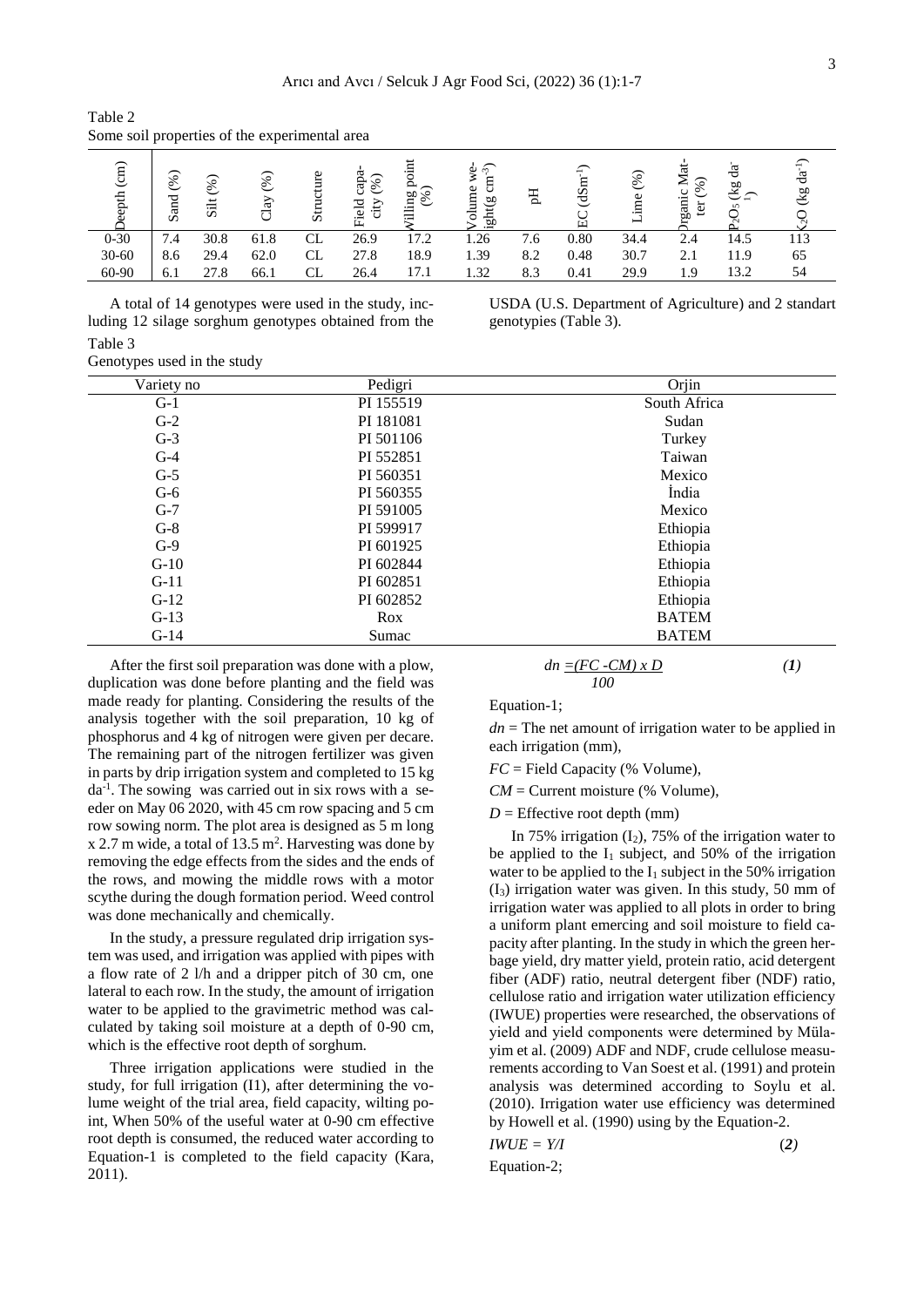Table 2
Some soil properties of the experimental area

| Deepth (cm) | Sand (%) | Silt (%) | Clay (%) | Structure | Field capacity (%) | Willing point (%) | Volume weight(g cm$^{-3}$) | pH | EC (dSm$^{-1}$) | Lime (%) | Organic Matter (%) | $P_2O_5$ (kg da$^{-1}$) | $K_2O$ (kg da$^{-1}$) |
|---|---|---|---|---|---|---|---|---|---|---|---|---|---|
| 0-30 | 7.4 | 30.8 | 61.8 | CL | 26.9 | 17.2 | 1.26 | 7.6 | 0.80 | 34.4 | 2.4 | 14.5 | 113 |
| 30-60 | 8.6 | 29.4 | 62.0 | CL | 27.8 | 18.9 | 1.39 | 8.2 | 0.48 | 30.7 | 2.1 | 11.9 | 65 |
| 60-90 | 6.1 | 27.8 | 66.1 | CL | 26.4 | 17.1 | 1.32 | 8.3 | 0.41 | 29.9 | 1.9 | 13.2 | 54 |

A total of 14 genotypes were used in the study, including 12 silage sorghum genotypes obtained from the USDA (U.S. Department of Agriculture) and 2 standart genotypies (Table 3).

Table 3
Genotypes used in the study

| Variety no | Pedigri | Orjin |
|---|---|---|
| G-1 | PI 155519 | South Africa |
| G-2 | PI 181081 | Sudan |
| G-3 | PI 501106 | Turkey |
| G-4 | PI 552851 | Taiwan |
| G-5 | PI 560351 | Mexico |
| G-6 | PI 560355 | İndia |
| G-7 | PI 591005 | Mexico |
| G-8 | PI 599917 | Ethiopia |
| G-9 | PI 601925 | Ethiopia |
| G-10 | PI 602844 | Ethiopia |
| G-11 | PI 602851 | Ethiopia |
| G-12 | PI 602852 | Ethiopia |
| G-13 | Rox | BATEM |
| G-14 | Sumac | BATEM |

After the first soil preparation was done with a plow, duplication was done before planting and the field was made ready for planting. Considering the results of the analysis together with the soil preparation, 10 kg of phosphorus and 4 kg of nitrogen were given per decare. The remaining part of the nitrogen fertilizer was given in parts by drip irrigation system and completed to 15 kg da$^{-1}$. The sowing was carried out in six rows with a seeder on May 06 2020, with 45 cm row spacing and 5 cm row sowing norm. The plot area is designed as 5 m long x 2.7 m wide, a total of 13.5 m$^2$. Harvesting was done by removing the edge effects from the sides and the ends of the rows, and mowing the middle rows with a motor scythe during the dough formation period. Weed control was done mechanically and chemically.

In the study, a pressure regulated drip irrigation system was used, and irrigation was applied with pipes with a flow rate of 2 l/h and a dripper pitch of 30 cm, one lateral to each row. In the study, the amount of irrigation water to be applied to the gravimetric method was calculated by taking soil moisture at a depth of 0-90 cm, which is the effective root depth of sorghum.

Three irrigation applications were studied in the study, for full irrigation (I1), after determining the volume weight of the trial area, field capacity, wilting point, When 50% of the useful water at 0-90 cm effective root depth is consumed, the reduced water according to Equation-1 is completed to the field capacity (Kara, 2011).

$$dn = \frac{(FC - CM) \times D}{100} \qquad (1)$$

Equation-1;

$dn$ = The net amount of irrigation water to be applied in each irrigation (mm),

$FC$ = Field Capacity (% Volume),

$CM$ = Current moisture (% Volume),

$D$ = Effective root depth (mm)

In 75% irrigation ($I_2$), 75% of the irrigation water to be applied to the $I_1$ subject, and 50% of the irrigation water to be applied to the $I_1$ subject in the 50% irrigation ($I_3$) irrigation water was given. In this study, 50 mm of irrigation water was applied to all plots in order to bring a uniform plant emercing and soil moisture to field capacity after planting. In the study in which the green herbage yield, dry matter yield, protein ratio, acid detergent fiber (ADF) ratio, neutral detergent fiber (NDF) ratio, cellulose ratio and irrigation water utilization efficiency (IWUE) properties were researched, the observations of yield and yield components were determined by Mülayim et al. (2009) ADF and NDF, crude cellulose measurements according to Van Soest et al. (1991) and protein analysis was determined according to Soylu et al. (2010). Irrigation water use efficiency was determined by Howell et al. (1990) using by the Equation-2.

$$IWUE = Y/I \qquad (2)$$

Equation-2;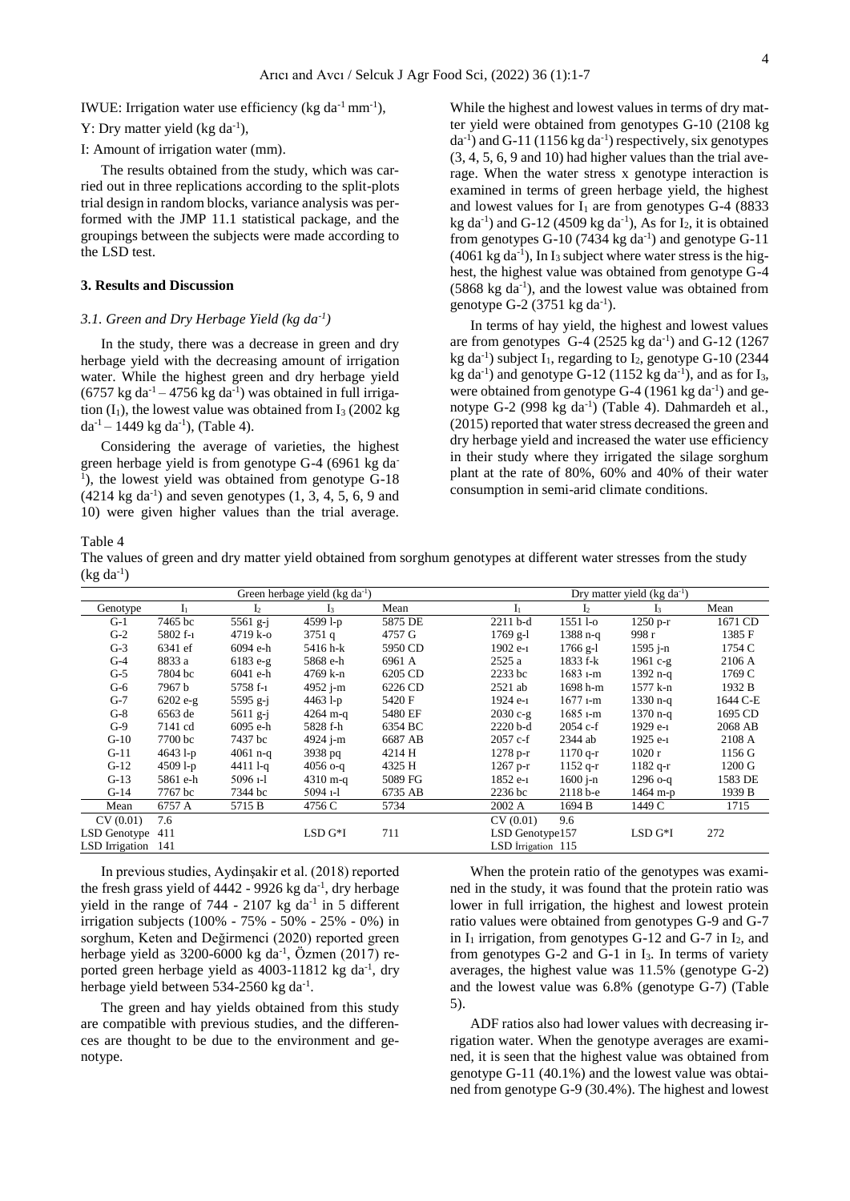IWUE: Irrigation water use efficiency (kg $da^{-1}$ $mm^{-1}$),

Y: Dry matter yield (kg $da^{-1}$),

I: Amount of irrigation water (mm).

The results obtained from the study, which was carried out in three replications according to the split-plots trial design in random blocks, variance analysis was performed with the JMP 11.1 statistical package, and the groupings between the subjects were made according to the LSD test.

## 3. Results and Discussion

### 3.1. Green and Dry Herbage Yield (kg $da^{-1}$)

In the study, there was a decrease in green and dry herbage yield with the decreasing amount of irrigation water. While the highest green and dry herbage yield (6757 kg $da^{-1}$ – 4756 kg $da^{-1}$) was obtained in full irrigation ($I_1$), the lowest value was obtained from $I_3$ (2002 kg $da^{-1}$ – 1449 kg $da^{-1}$), (Table 4).

Considering the average of varieties, the highest green herbage yield is from genotype G-4 (6961 kg $da^{-1}$), the lowest yield was obtained from genotype G-18 (4214 kg $da^{-1}$) and seven genotypes (1, 3, 4, 5, 6, 9 and 10) were given higher values than the trial average. While the highest and lowest values in terms of dry matter yield were obtained from genotypes G-10 (2108 kg $da^{-1}$) and G-11 (1156 kg $da^{-1}$) respectively, six genotypes (3, 4, 5, 6, 9 and 10) had higher values than the trial average. When the water stress x genotype interaction is examined in terms of green herbage yield, the highest and lowest values for $I_1$ are from genotypes G-4 (8833 kg $da^{-1}$) and G-12 (4509 kg $da^{-1}$), As for $I_2$, it is obtained from genotypes G-10 (7434 kg $da^{-1}$) and genotype G-11 (4061 kg $da^{-1}$), In $I_3$ subject where water stress is the highest, the highest value was obtained from genotype G-4 (5868 kg $da^{-1}$), and the lowest value was obtained from genotype G-2 (3751 kg $da^{-1}$).

In terms of hay yield, the highest and lowest values are from genotypes G-4 (2525 kg $da^{-1}$) and G-12 (1267 kg $da^{-1}$) subject $I_1$, regarding to $I_2$, genotype G-10 (2344 kg $da^{-1}$) and genotype G-12 (1152 kg $da^{-1}$), and as for $I_3$, were obtained from genotype G-4 (1961 kg $da^{-1}$) and genotype G-2 (998 kg $da^{-1}$) (Table 4). Dahmardeh et al., (2015) reported that water stress decreased the green and dry herbage yield and increased the water use efficiency in their study where they irrigated the silage sorghum plant at the rate of 80%, 60% and 40% of their water consumption in semi-arid climate conditions.

Table 4
The values of green and dry matter yield obtained from sorghum genotypes at different water stresses from the study (kg $da^{-1}$)

| | Green herbage yield (kg $da^{-1}$) | | | | Dry matter yield (kg $da^{-1}$) | | | |
|---|---|---|---|---|---|---|---|---|
| Genotype | $I_1$ | $I_2$ | $I_3$ | Mean | $I_1$ | $I_2$ | $I_3$ | Mean |
| G-1 | 7465 bc | 5561 g-j | 4599 l-p | 5875 DE | 2211 b-d | 1551 l-o | 1250 p-r | 1671 CD |
| G-2 | 5802 f-ı | 4719 k-o | 3751 q | 4757 G | 1769 g-l | 1388 n-q | 998 r | 1385 F |
| G-3 | 6341 ef | 6094 e-h | 5416 h-k | 5950 CD | 1902 e-ı | 1766 g-l | 1595 j-n | 1754 C |
| G-4 | 8833 a | 6183 e-g | 5868 e-h | 6961 A | 2525 a | 1833 f-k | 1961 c-g | 2106 A |
| G-5 | 7804 bc | 6041 e-h | 4769 k-n | 6205 CD | 2233 bc | 1683 ı-m | 1392 n-q | 1769 C |
| G-6 | 7967 b | 5758 f-ı | 4952 j-m | 6226 CD | 2521 ab | 1698 h-m | 1577 k-n | 1932 B |
| G-7 | 6202 e-g | 5595 g-j | 4463 l-p | 5420 F | 1924 e-ı | 1677 ı-m | 1330 n-q | 1644 C-E |
| G-8 | 6563 de | 5611 g-j | 4264 m-q | 5480 EF | 2030 c-g | 1685 ı-m | 1370 n-q | 1695 CD |
| G-9 | 7141 cd | 6095 e-h | 5828 f-h | 6354 BC | 2220 b-d | 2054 c-f | 1929 e-ı | 2068 AB |
| G-10 | 7700 bc | 7437 bc | 4924 j-m | 6687 AB | 2057 c-f | 2344 ab | 1925 e-ı | 2108 A |
| G-11 | 4643 l-p | 4061 n-q | 3938 pq | 4214 H | 1278 p-r | 1170 q-r | 1020 r | 1156 G |
| G-12 | 4509 l-p | 4411 l-q | 4056 o-q | 4325 H | 1267 p-r | 1152 q-r | 1182 q-r | 1200 G |
| G-13 | 5861 e-h | 5096 ı-l | 4310 m-q | 5089 FG | 1852 e-ı | 1600 j-n | 1296 o-q | 1583 DE |
| G-14 | 7767 bc | 7344 bc | 5094 ı-l | 6735 AB | 2236 bc | 2118 b-e | 1464 m-p | 1939 B |
| Mean | 6757 A | 5715 B | 4756 C | 5734 | 2002 A | 1694 B | 1449 C | 1715 |
| CV (0.01) | 7.6 | | | | CV (0.01) | 9.6 | | |
| LSD Genotype | 411 | | LSD G*I | 711 | LSD Genotype157 | | LSD G*I | 272 |
| LSD Irrigation | 141 | | | | LSD Irrigation 115 | | | |

In previous studies, Aydinşakir et al. (2018) reported the fresh grass yield of 4442 - 9926 kg $da^{-1}$, dry herbage yield in the range of 744 - 2107 kg $da^{-1}$ in 5 different irrigation subjects (100% - 75% - 50% - 25% - 0%) in sorghum, Keten and Değirmenci (2020) reported green herbage yield as 3200-6000 kg $da^{-1}$, Özmen (2017) reported green herbage yield as 4003-11812 kg $da^{-1}$, dry herbage yield between 534-2560 kg $da^{-1}$.

The green and hay yields obtained from this study are compatible with previous studies, and the differences are thought to be due to the environment and genotype.

When the protein ratio of the genotypes was examined in the study, it was found that the protein ratio was lower in full irrigation, the highest and lowest protein ratio values were obtained from genotypes G-9 and G-7 in $I_1$ irrigation, from genotypes G-12 and G-7 in $I_2$, and from genotypes G-2 and G-1 in $I_3$. In terms of variety averages, the highest value was 11.5% (genotype G-2) and the lowest value was 6.8% (genotype G-7) (Table 5).

ADF ratios also had lower values with decreasing irrigation water. When the genotype averages are examined, it is seen that the highest value was obtained from genotype G-11 (40.1%) and the lowest value was obtained from genotype G-9 (30.4%). The highest and lowest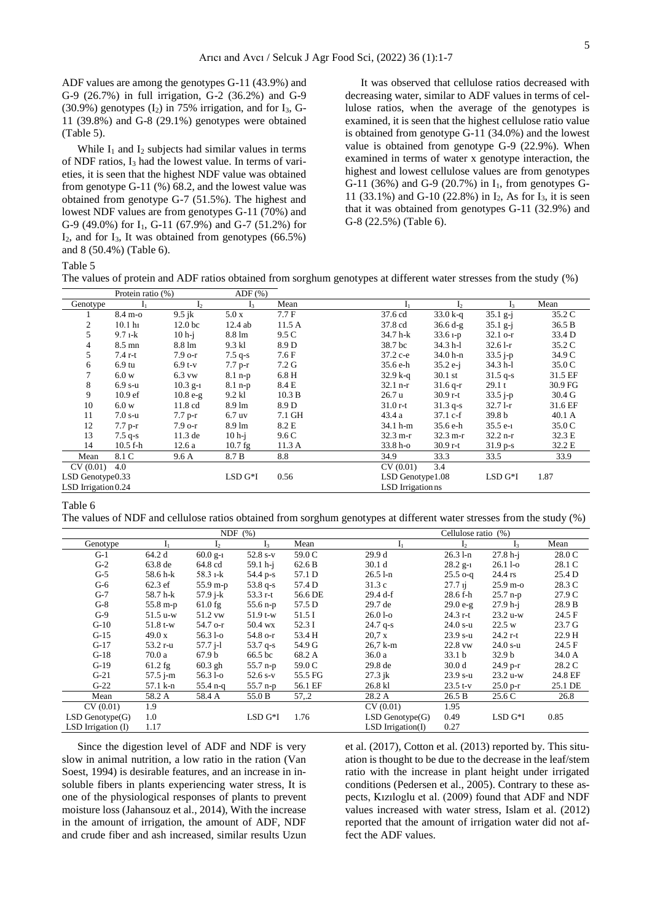ADF values are among the genotypes G-11 (43.9%) and G-9 (26.7%) in full irrigation, G-2 (36.2%) and G-9 (30.9%) genotypes ($I_2$) in 75% irrigation, and for $I_3$, G-11 (39.8%) and G-8 (29.1%) genotypes were obtained (Table 5).

While $I_1$ and $I_2$ subjects had similar values in terms of NDF ratios, $I_3$ had the lowest value. In terms of varieties, it is seen that the highest NDF value was obtained from genotype G-11 (%) 68.2, and the lowest value was obtained from genotype G-7 (51.5%). The highest and lowest NDF values are from genotypes G-11 (70%) and G-9 (49.0%) for $I_1$, G-11 (67.9%) and G-7 (51.2%) for $I_2$, and for $I_3$, It was obtained from genotypes (66.5%) and 8 (50.4%) (Table 6).

It was observed that cellulose ratios decreased with decreasing water, similar to ADF values in terms of cellulose ratios, when the average of the genotypes is examined, it is seen that the highest cellulose ratio value is obtained from genotype G-11 (34.0%) and the lowest value is obtained from genotype G-9 (22.9%). When examined in terms of water x genotype interaction, the highest and lowest cellulose values are from genotypes G-11 (36%) and G-9 (20.7%) in $I_1$, from genotypes G-11 (33.1%) and G-10 (22.8%) in $I_2$, As for $I_3$, it is seen that it was obtained from genotypes G-11 (32.9%) and G-8 (22.5%) (Table 6).

Table 5

The values of protein and ADF ratios obtained from sorghum genotypes at different water stresses from the study (%)

| | Protein ratio (%) | | ADF (%) | | | | | |
|---|---|---|---|---|---|---|---|---|
| Genotype | $I_1$ | $I_2$ | $I_3$ | Mean | $I_1$ | $I_2$ | $I_3$ | Mean |
| 1 | 8.4 m-o | 9.5 jk | 5.0 x | 7.7 F | 37.6 cd | 33.0 k-q | 35.1 g-j | 35.2 C |
| 2 | 10.1 hı | 12.0 bc | 12.4 ab | 11.5 A | 37.8 cd | 36.6 d-g | 35.1 g-j | 36.5 B |
| 5 | 9.7 ı-k | 10 h-j | 8.8 lm | 9.5 C | 34.7 h-k | 33.6 ı-p | 32.1 o-r | 33.4 D |
| 4 | 8.5 mn | 8.8 lm | 9.3 kl | 8.9 D | 38.7 bc | 34.3 h-l | 32.6 l-r | 35.2 C |
| 5 | 7.4 r-t | 7.9 o-r | 7.5 q-s | 7.6 F | 37.2 c-e | 34.0 h-n | 33.5 j-p | 34.9 C |
| 6 | 6.9 tu | 6.9 t-v | 7.7 p-r | 7.2 G | 35.6 e-h | 35.2 e-j | 34.3 h-l | 35.0 C |
| 7 | 6.0 w | 6.3 vw | 8.1 n-p | 6.8 H | 32.9 k-q | 30.1 st | 31.5 q-s | 31.5 EF |
| 8 | 6.9 s-u | 10.3 g-ı | 8.1 n-p | 8.4 E | 32.1 n-r | 31.6 q-r | 29.1 t | 30.9 FG |
| 9 | 10.9 ef | 10.8 e-g | 9.2 kl | 10.3 B | 26.7 u | 30.9 r-t | 33.5 j-p | 30.4 G |
| 10 | 6.0 w | 11.8 cd | 8.9 lm | 8.9 D | 31.0 r-t | 31.3 q-s | 32.7 l-r | 31.6 EF |
| 11 | 7.0 s-u | 7.7 p-r | 6.7 uv | 7.1 GH | 43.4 a | 37.1 c-f | 39.8 b | 40.1 A |
| 12 | 7.7 p-r | 7.9 o-r | 8.9 lm | 8.2 E | 34.1 h-m | 35.6 e-h | 35.5 e-ı | 35.0 C |
| 13 | 7.5 q-s | 11.3 de | 10 h-j | 9.6 C | 32.3 m-r | 32.3 m-r | 32.2 n-r | 32.3 E |
| 14 | 10.5 f-h | 12.6 a | 10.7 fg | 11.3 A | 33.8 h-o | 30.9 r-t | 31.9 p-s | 32.2 E |
| Mean | 8.1 C | 9.6 A | 8.7 B | 8.8 | 34.9 | 33.3 | 33.5 | 33.9 |
| CV (0.01) | 4.0 | | | | CV (0.01) | 3.4 | | |
| LSD Genotype | 0.33 | | LSD G*I | 0.56 | LSD Genotype | 1.08 | LSD G*I | 1.87 |
| LSD Irrigation | 0.24 | | | | LSD Irrigation | ns | | |

Table 6

The values of NDF and cellulose ratios obtained from sorghum genotypes at different water stresses from the study (%)

| | NDF (%) | | | | Cellulose ratio (%) | | | |
|---|---|---|---|---|---|---|---|---|
| Genotype | $I_1$ | $I_2$ | $I_3$ | Mean | $I_1$ | $I_2$ | $I_3$ | Mean |
| G-1 | 64.2 d | 60.0 g-ı | 52.8 s-v | 59.0 C | 29.9 d | 26.3 l-n | 27.8 h-j | 28.0 C |
| G-2 | 63.8 de | 64.8 cd | 59.1 h-j | 62.6 B | 30.1 d | 28.2 g-ı | 26.1 l-o | 28.1 C |
| G-5 | 58.6 h-k | 58.3 ı-k | 54.4 p-s | 57.1 D | 26.5 l-n | 25.5 o-q | 24.4 rs | 25.4 D |
| G-6 | 62.3 ef | 55.9 m-p | 53.8 q-s | 57.4 D | 31.3 c | 27.7 ıj | 25.9 m-o | 28.3 C |
| G-7 | 58.7 h-k | 57.9 j-k | 53.3 r-t | 56.6 DE | 29.4 d-f | 28.6 f-h | 25.7 n-p | 27.9 C |
| G-8 | 55.8 m-p | 61.0 fg | 55.6 n-p | 57.5 D | 29.7 de | 29.0 e-g | 27.9 h-j | 28.9 B |
| G-9 | 51.5 u-w | 51.2 vw | 51.9 t-w | 51.5 I | 26.0 l-o | 24.3 r-t | 23.2 u-w | 24.5 F |
| G-10 | 51.8 t-w | 54.7 o-r | 50.4 wx | 52.3 I | 24.7 q-s | 24.0 s-u | 22.5 w | 23.7 G |
| G-15 | 49.0 x | 56.3 l-o | 54.8 o-r | 53.4 H | 20,7 x | 23.9 s-u | 24.2 r-t | 22.9 H |
| G-17 | 53.2 r-u | 57.7 j-l | 53.7 q-s | 54.9 G | 26,7 k-m | 22.8 vw | 24.0 s-u | 24.5 F |
| G-18 | 70.0 a | 67.9 b | 66.5 bc | 68.2 A | 36.0 a | 33.1 b | 32.9 b | 34.0 A |
| G-19 | 61.2 fg | 60.3 gh | 55.7 n-p | 59.0 C | 29.8 de | 30.0 d | 24.9 p-r | 28.2 C |
| G-21 | 57.5 j-m | 56.3 l-o | 52.6 s-v | 55.5 FG | 27.3 jk | 23.9 s-u | 23.2 u-w | 24.8 EF |
| G-22 | 57.1 k-n | 55.4 n-q | 55.7 n-p | 56.1 EF | 26.8 kl | 23.5 t-v | 25.0 p-r | 25.1 DE |
| Mean | 58.2 A | 58.4 A | 55.0 B | 57,.2 | 28.2 A | 26.5 B | 25.6 C | 26.8 |
| CV (0.01) | 1.9 | | | | CV (0.01) | 1.95 | | |
| LSD Genotype(G) | 1.0 | | LSD G*I | 1.76 | LSD Genotype(G) | 0.49 | LSD G*I | 0.85 |
| LSD Irrigation (I) | 1.17 | | | | LSD Irrigation(I) | 0.27 | | |

Since the digestion level of ADF and NDF is very slow in animal nutrition, a low ratio in the ration (Van Soest, 1994) is desirable features, and an increase in insoluble fibers in plants experiencing water stress, It is one of the physiological responses of plants to prevent moisture loss (Jahansouz et al., 2014), With the increase in the amount of irrigation, the amount of ADF, NDF and crude fiber and ash increased, similar results Uzun et al. (2017), Cotton et al. (2013) reported by. This situation is thought to be due to the decrease in the leaf/stem ratio with the increase in plant height under irrigated conditions (Pedersen et al., 2005). Contrary to these aspects, Kızıloglu et al. (2009) found that ADF and NDF values increased with water stress, Islam et al. (2012) reported that the amount of irrigation water did not affect the ADF values.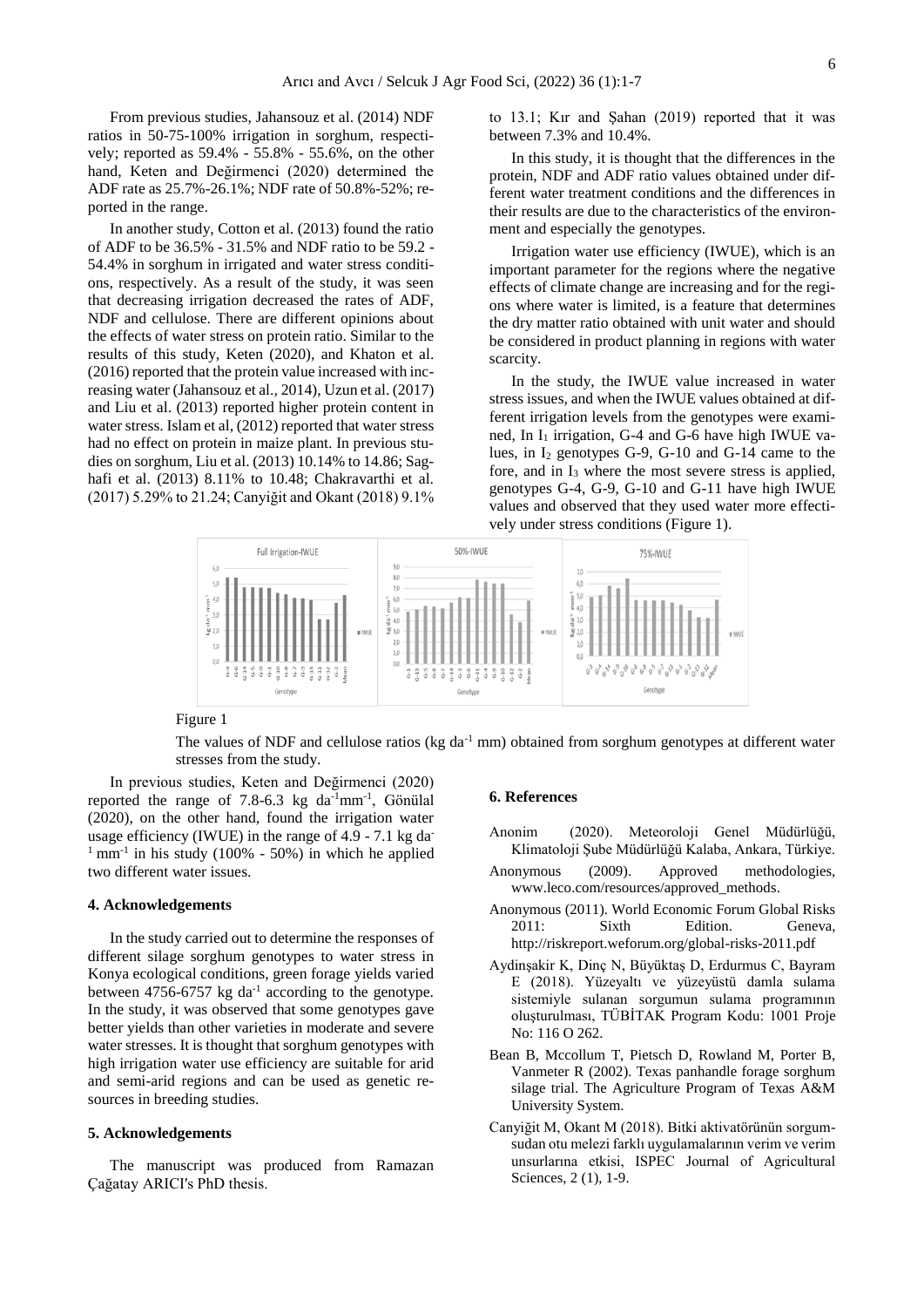From previous studies, Jahansouz et al. (2014) NDF ratios in 50-75-100% irrigation in sorghum, respectively; reported as 59.4% - 55.8% - 55.6%, on the other hand, Keten and Değirmenci (2020) determined the ADF rate as 25.7%-26.1%; NDF rate of 50.8%-52%; reported in the range.

In another study, Cotton et al. (2013) found the ratio of ADF to be 36.5% - 31.5% and NDF ratio to be 59.2 - 54.4% in sorghum in irrigated and water stress conditions, respectively. As a result of the study, it was seen that decreasing irrigation decreased the rates of ADF, NDF and cellulose. There are different opinions about the effects of water stress on protein ratio. Similar to the results of this study, Keten (2020), and Khaton et al. (2016) reported that the protein value increased with increasing water (Jahansouz et al., 2014), Uzun et al. (2017) and Liu et al. (2013) reported higher protein content in water stress. Islam et al, (2012) reported that water stress had no effect on protein in maize plant. In previous studies on sorghum, Liu et al. (2013) 10.14% to 14.86; Saghafi et al. (2013) 8.11% to 10.48; Chakravarthi et al. (2017) 5.29% to 21.24; Canyiğit and Okant (2018) 9.1% to 13.1; Kır and Şahan (2019) reported that it was between 7.3% and 10.4%.

In this study, it is thought that the differences in the protein, NDF and ADF ratio values obtained under different water treatment conditions and the differences in their results are due to the characteristics of the environment and especially the genotypes.

Irrigation water use efficiency (IWUE), which is an important parameter for the regions where the negative effects of climate change are increasing and for the regions where water is limited, is a feature that determines the dry matter ratio obtained with unit water and should be considered in product planning in regions with water scarcity.

In the study, the IWUE value increased in water stress issues, and when the IWUE values obtained at different irrigation levels from the genotypes were examined, In $I_1$ irrigation, G-4 and G-6 have high IWUE values, in $I_2$ genotypes G-9, G-10 and G-14 came to the fore, and in $I_3$ where the most severe stress is applied, genotypes G-4, G-9, G-10 and G-11 have high IWUE values and observed that they used water more effectively under stress conditions (Figure 1).

Figure 1

The values of NDF and cellulose ratios (kg $da^{-1}$ mm) obtained from sorghum genotypes at different water stresses from the study.

In previous studies, Keten and Değirmenci (2020) reported the range of 7.8-6.3 kg $da^{-1}mm^{-1}$, Gönülal (2020), on the other hand, found the irrigation water usage efficiency (IWUE) in the range of 4.9 - 7.1 kg $da^{-1}$ $mm^{-1}$ in his study (100% - 50%) in which he applied two different water issues.

## 4. Acknowledgements

In the study carried out to determine the responses of different silage sorghum genotypes to water stress in Konya ecological conditions, green forage yields varied between 4756-6757 kg $da^{-1}$ according to the genotype. In the study, it was observed that some genotypes gave better yields than other varieties in moderate and severe water stresses. It is thought that sorghum genotypes with high irrigation water use efficiency are suitable for arid and semi-arid regions and can be used as genetic resources in breeding studies.

## 5. Acknowledgements

The manuscript was produced from Ramazan Çağatay ARICI's PhD thesis.

## 6. References

Anonim (2020). Meteoroloji Genel Müdürlüğü, Klimatoloji Şube Müdürlüğü Kalaba, Ankara, Türkiye.

Anonymous (2009). Approved methodologies, www.leco.com/resources/approved_methods.

Anonymous (2011). World Economic Forum Global Risks 2011: Sixth Edition. Geneva, http://riskreport.weforum.org/global-risks-2011.pdf

Aydinşakir K, Dinç N, Büyüktaş D, Erdurmus C, Bayram E (2018). Yüzeyaltı ve yüzeyüstü damla sulama sistemiyle sulanan sorgumun sulama programının oluşturulması, TÜBİTAK Program Kodu: 1001 Proje No: 116 O 262.

Bean B, Mccollum T, Pietsch D, Rowland M, Porter B, Vanmeter R (2002). Texas panhandle forage sorghum silage trial. The Agriculture Program of Texas A&M University System.

Canyiğit M, Okant M (2018). Bitki aktivatörünün sorgum-sudan otu melezi farklı uygulamalarının verim ve verim unsurlarına etkisi, ISPEC Journal of Agricultural Sciences, 2 (1), 1-9.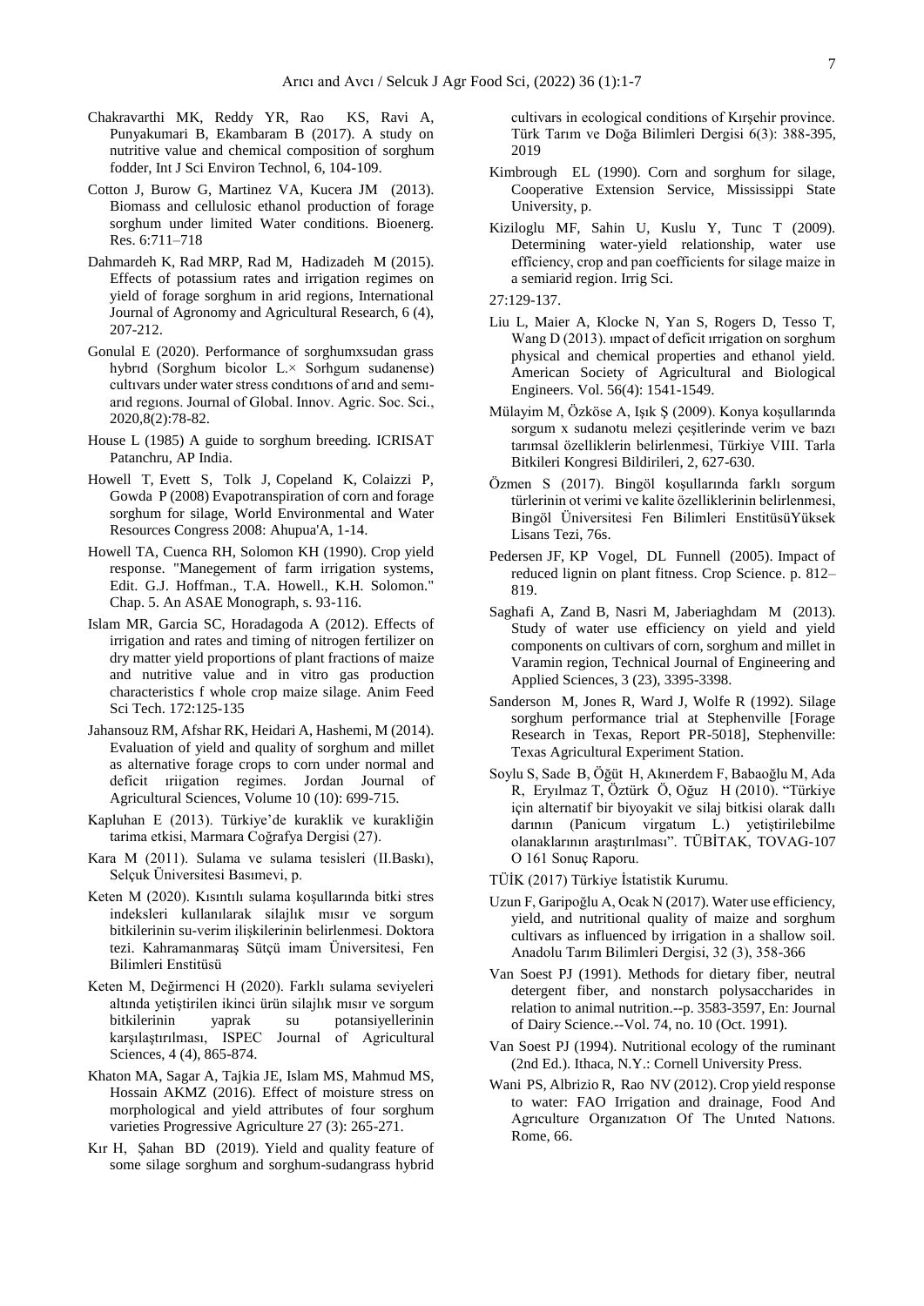Chakravarthi MK, Reddy YR, Rao KS, Ravi A, Punyakumari B, Ekambaram B (2017). A study on nutritive value and chemical composition of sorghum fodder, Int J Sci Environ Technol, 6, 104-109.

Cotton J, Burow G, Martinez VA, Kucera JM (2013). Biomass and cellulosic ethanol production of forage sorghum under limited Water conditions. Bioenerg. Res. 6:711–718

Dahmardeh K, Rad MRP, Rad M, Hadizadeh M (2015). Effects of potassium rates and irrigation regimes on yield of forage sorghum in arid regions, International Journal of Agronomy and Agricultural Research, 6 (4), 207-212.

Gonulal E (2020). Performance of sorghumxsudan grass hybrıd (Sorghum bicolor L.× Sorhgum sudanense) cultıvars under water stress condıtıons of arıd and semıarıd regıons. Journal of Global. Innov. Agric. Soc. Sci., 2020,8(2):78-82.

House L (1985) A guide to sorghum breeding. ICRISAT Patanchru, AP India.

Howell T, Evett S, Tolk J, Copeland K, Colaizzi P, Gowda P (2008) Evapotranspiration of corn and forage sorghum for silage, World Environmental and Water Resources Congress 2008: Ahupua'A, 1-14.

Howell TA, Cuenca RH, Solomon KH (1990). Crop yield response. "Manegement of farm irrigation systems, Edit. G.J. Hoffman., T.A. Howell., K.H. Solomon." Chap. 5. An ASAE Monograph, s. 93-116.

Islam MR, Garcia SC, Horadagoda A (2012). Effects of irrigation and rates and timing of nitrogen fertilizer on dry matter yield proportions of plant fractions of maize and nutritive value and in vitro gas production characteristics f whole crop maize silage. Anim Feed Sci Tech. 172:125-135

Jahansouz RM, Afshar RK, Heidari A, Hashemi, M (2014). Evaluation of yield and quality of sorghum and millet as alternative forage crops to corn under normal and deficit ıriigation regimes. Jordan Journal of Agricultural Sciences, Volume 10 (10): 699-715.

Kapluhan E (2013). Türkiye'de kuraklik ve kurakliğin tarima etkisi, Marmara Coğrafya Dergisi (27).

Kara M (2011). Sulama ve sulama tesisleri (II.Baskı), Selçuk Üniversitesi Basımevi, p.

Keten M (2020). Kısıntılı sulama koşullarında bitki stres indeksleri kullanılarak silajlık mısır ve sorgum bitkilerinin su-verim ilişkilerinin belirlenmesi. Doktora tezi. Kahramanmaraş Sütçü imam Üniversitesi, Fen Bilimleri Enstitüsü

Keten M, Değirmenci H (2020). Farklı sulama seviyeleri altında yetiştirilen ikinci ürün silajlık mısır ve sorgum bitkilerinin yaprak su potansiyellerinin karşılaştırılması, ISPEC Journal of Agricultural Sciences, 4 (4), 865-874.

Khaton MA, Sagar A, Tajkia JE, Islam MS, Mahmud MS, Hossain AKMZ (2016). Effect of moisture stress on morphological and yield attributes of four sorghum varieties Progressive Agriculture 27 (3): 265-271.

Kır H, Şahan BD (2019). Yield and quality feature of some silage sorghum and sorghum-sudangrass hybrid cultivars in ecological conditions of Kırşehir province. Türk Tarım ve Doğa Bilimleri Dergisi 6(3): 388-395, 2019

Kimbrough EL (1990). Corn and sorghum for silage, Cooperative Extension Service, Mississippi State University, p.

Kiziloglu MF, Sahin U, Kuslu Y, Tunc T (2009). Determining water-yield relationship, water use efficiency, crop and pan coefficients for silage maize in a semiarid region. Irrig Sci.

27:129-137.

Liu L, Maier A, Klocke N, Yan S, Rogers D, Tesso T, Wang D (2013). ımpact of deficit ırrigation on sorghum physical and chemical properties and ethanol yield. American Society of Agricultural and Biological Engineers. Vol. 56(4): 1541-1549.

Mülayim M, Özköse A, Işık Ş (2009). Konya koşullarında sorgum x sudanotu melezi çeşitlerinde verim ve bazı tarımsal özelliklerin belirlenmesi, Türkiye VIII. Tarla Bitkileri Kongresi Bildirileri, 2, 627-630.

Özmen S (2017). Bingöl koşullarında farklı sorgum türlerinin ot verimi ve kalite özelliklerinin belirlenmesi, Bingöl Üniversitesi Fen Bilimleri EnstitüsüYüksek Lisans Tezi, 76s.

Pedersen JF, KP Vogel, DL Funnell (2005). Impact of reduced lignin on plant fitness. Crop Science. p. 812–819.

Saghafi A, Zand B, Nasri M, Jaberiaghdam M (2013). Study of water use efficiency on yield and yield components on cultivars of corn, sorghum and millet in Varamin region, Technical Journal of Engineering and Applied Sciences, 3 (23), 3395-3398.

Sanderson M, Jones R, Ward J, Wolfe R (1992). Silage sorghum performance trial at Stephenville [Forage Research in Texas, Report PR-5018], Stephenville: Texas Agricultural Experiment Station.

Soylu S, Sade B, Öğüt H, Akınerdem F, Babaoğlu M, Ada R, Eryılmaz T, Öztürk Ö, Oğuz H (2010). "Türkiye için alternatif bir biyoyakit ve silaj bitkisi olarak dallı darının (Panicum virgatum L.) yetiştirilebilme olanaklarının araştırılması". TÜBİTAK, TOVAG-107 O 161 Sonuç Raporu.

TÜİK (2017) Türkiye İstatistik Kurumu.

Uzun F, Garipoğlu A, Ocak N (2017). Water use efficiency, yield, and nutritional quality of maize and sorghum cultivars as influenced by irrigation in a shallow soil. Anadolu Tarım Bilimleri Dergisi, 32 (3), 358-366

Van Soest PJ (1991). Methods for dietary fiber, neutral detergent fiber, and nonstarch polysaccharides in relation to animal nutrition.--p. 3583-3597, En: Journal of Dairy Science.--Vol. 74, no. 10 (Oct. 1991).

Van Soest PJ (1994). Nutritional ecology of the ruminant (2nd Ed.). Ithaca, N.Y.: Cornell University Press.

Wani PS, Albrizio R, Rao NV (2012). Crop yield response to water: FAO Irrigation and drainage, Food And Agrıculture Organızatıon Of The Unıted Natıons. Rome, 66.